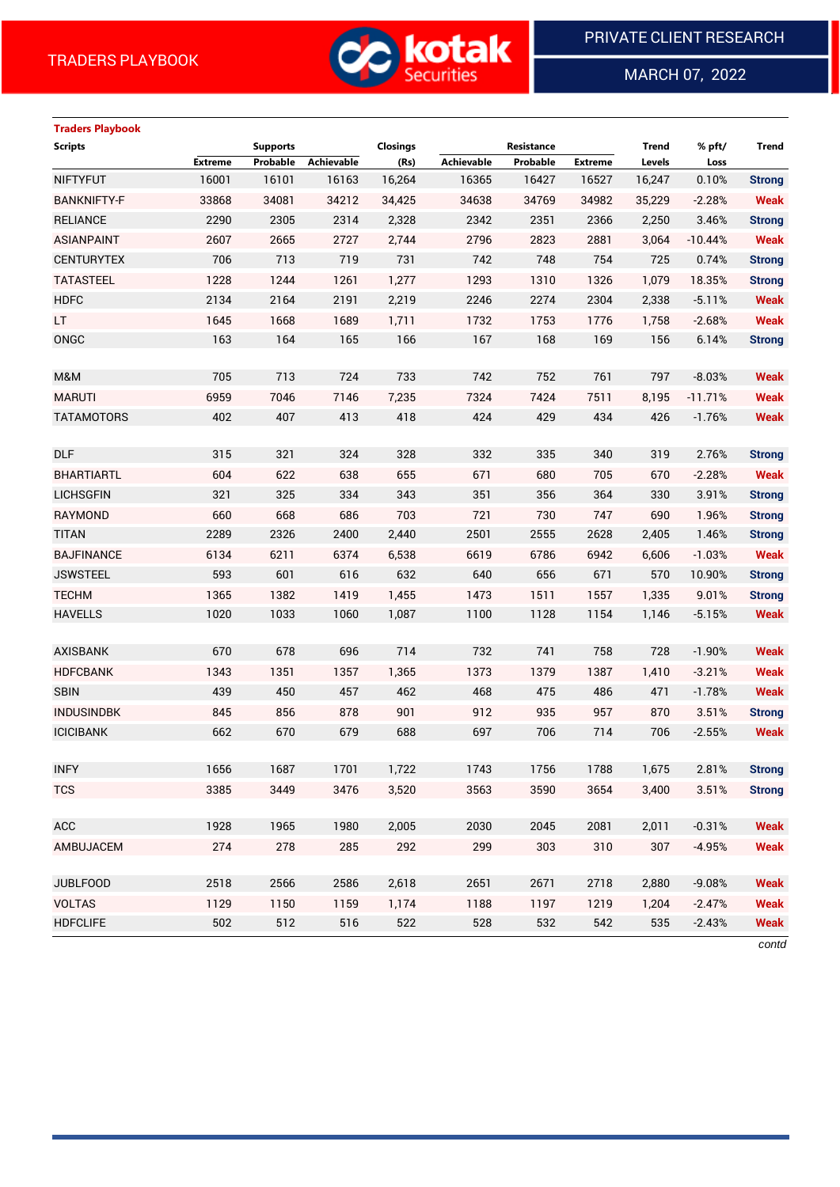TRADERS PLAYBOOK

PRIVATE CLIENT RESEARCH

MARCH 07, 2022

**Traders Playbook**

| Scripts | Supports | | | Closings | Resistance | | | Trend | % pft/ | Trend |
|---|---|---|---|---|---|---|---|---|---|---|
| | Extreme | Probable | Achievable | (Rs) | Achievable | Probable | Extreme | Levels | Loss | |
| NIFTYFUT | 16001 | 16101 | 16163 | 16,264 | 16365 | 16427 | 16527 | 16,247 | 0.10% | Strong |
| BANKNIFTY-F | 33868 | 34081 | 34212 | 34,425 | 34638 | 34769 | 34982 | 35,229 | -2.28% | Weak |
| RELIANCE | 2290 | 2305 | 2314 | 2,328 | 2342 | 2351 | 2366 | 2,250 | 3.46% | Strong |
| ASIANPAINT | 2607 | 2665 | 2727 | 2,744 | 2796 | 2823 | 2881 | 3,064 | -10.44% | Weak |
| CENTURYTEX | 706 | 713 | 719 | 731 | 742 | 748 | 754 | 725 | 0.74% | Strong |
| TATASTEEL | 1228 | 1244 | 1261 | 1,277 | 1293 | 1310 | 1326 | 1,079 | 18.35% | Strong |
| HDFC | 2134 | 2164 | 2191 | 2,219 | 2246 | 2274 | 2304 | 2,338 | -5.11% | Weak |
| LT | 1645 | 1668 | 1689 | 1,711 | 1732 | 1753 | 1776 | 1,758 | -2.68% | Weak |
| ONGC | 163 | 164 | 165 | 166 | 167 | 168 | 169 | 156 | 6.14% | Strong |
| | | | | | | | | | | |
| M&M | 705 | 713 | 724 | 733 | 742 | 752 | 761 | 797 | -8.03% | Weak |
| MARUTI | 6959 | 7046 | 7146 | 7,235 | 7324 | 7424 | 7511 | 8,195 | -11.71% | Weak |
| TATAMOTORS | 402 | 407 | 413 | 418 | 424 | 429 | 434 | 426 | -1.76% | Weak |
| | | | | | | | | | | |
| DLF | 315 | 321 | 324 | 328 | 332 | 335 | 340 | 319 | 2.76% | Strong |
| BHARTIARTL | 604 | 622 | 638 | 655 | 671 | 680 | 705 | 670 | -2.28% | Weak |
| LICHSGFIN | 321 | 325 | 334 | 343 | 351 | 356 | 364 | 330 | 3.91% | Strong |
| RAYMOND | 660 | 668 | 686 | 703 | 721 | 730 | 747 | 690 | 1.96% | Strong |
| TITAN | 2289 | 2326 | 2400 | 2,440 | 2501 | 2555 | 2628 | 2,405 | 1.46% | Strong |
| BAJFINANCE | 6134 | 6211 | 6374 | 6,538 | 6619 | 6786 | 6942 | 6,606 | -1.03% | Weak |
| JSWSTEEL | 593 | 601 | 616 | 632 | 640 | 656 | 671 | 570 | 10.90% | Strong |
| TECHM | 1365 | 1382 | 1419 | 1,455 | 1473 | 1511 | 1557 | 1,335 | 9.01% | Strong |
| HAVELLS | 1020 | 1033 | 1060 | 1,087 | 1100 | 1128 | 1154 | 1,146 | -5.15% | Weak |
| | | | | | | | | | | |
| AXISBANK | 670 | 678 | 696 | 714 | 732 | 741 | 758 | 728 | -1.90% | Weak |
| HDFCBANK | 1343 | 1351 | 1357 | 1,365 | 1373 | 1379 | 1387 | 1,410 | -3.21% | Weak |
| SBIN | 439 | 450 | 457 | 462 | 468 | 475 | 486 | 471 | -1.78% | Weak |
| INDUSINDBK | 845 | 856 | 878 | 901 | 912 | 935 | 957 | 870 | 3.51% | Strong |
| ICICIBANK | 662 | 670 | 679 | 688 | 697 | 706 | 714 | 706 | -2.55% | Weak |
| | | | | | | | | | | |
| INFY | 1656 | 1687 | 1701 | 1,722 | 1743 | 1756 | 1788 | 1,675 | 2.81% | Strong |
| TCS | 3385 | 3449 | 3476 | 3,520 | 3563 | 3590 | 3654 | 3,400 | 3.51% | Strong |
| | | | | | | | | | | |
| ACC | 1928 | 1965 | 1980 | 2,005 | 2030 | 2045 | 2081 | 2,011 | -0.31% | Weak |
| AMBUJACEM | 274 | 278 | 285 | 292 | 299 | 303 | 310 | 307 | -4.95% | Weak |
| | | | | | | | | | | |
| JUBLFOOD | 2518 | 2566 | 2586 | 2,618 | 2651 | 2671 | 2718 | 2,880 | -9.08% | Weak |
| VOLTAS | 1129 | 1150 | 1159 | 1,174 | 1188 | 1197 | 1219 | 1,204 | -2.47% | Weak |
| HDFCLIFE | 502 | 512 | 516 | 522 | 528 | 532 | 542 | 535 | -2.43% | Weak |

*contd*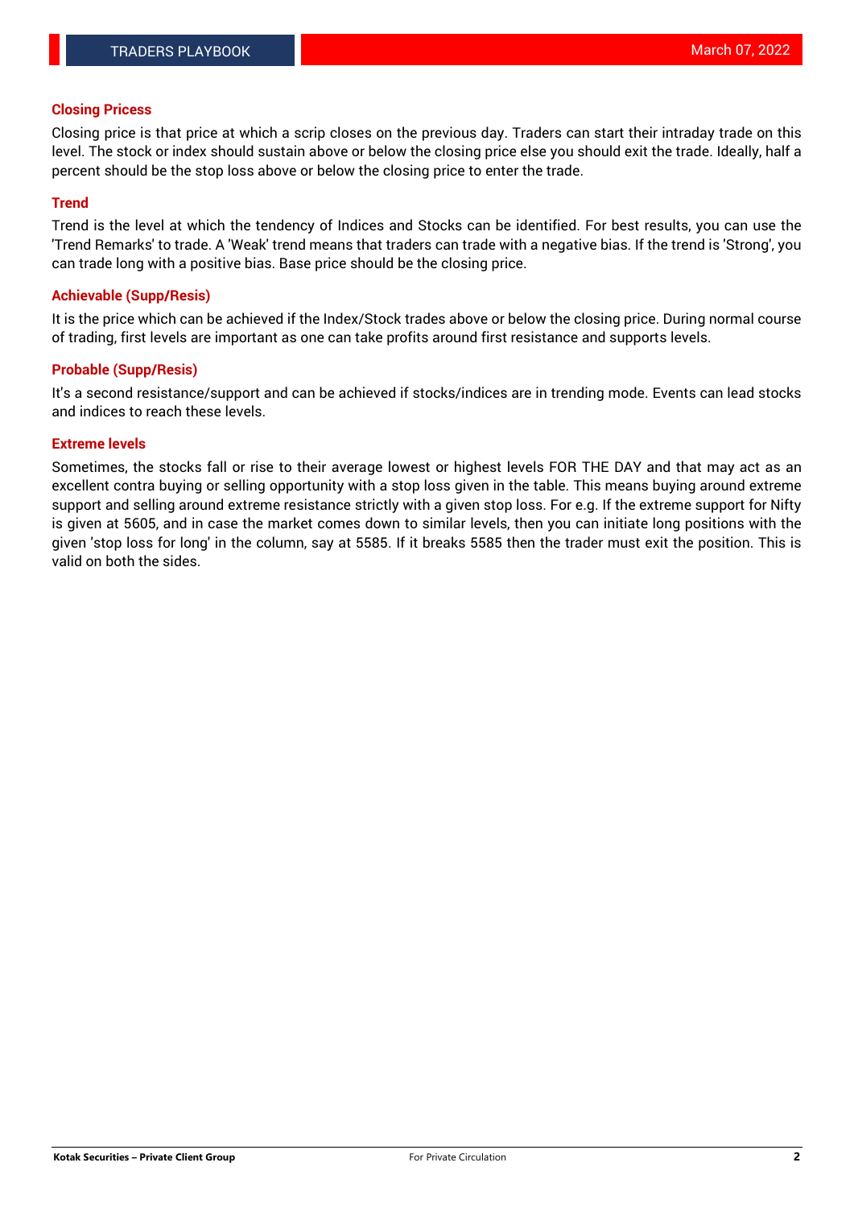## Closing Pricess

Closing price is that price at which a scrip closes on the previous day. Traders can start their intraday trade on this level. The stock or index should sustain above or below the closing price else you should exit the trade. Ideally, half a percent should be the stop loss above or below the closing price to enter the trade.

## Trend

Trend is the level at which the tendency of Indices and Stocks can be identified. For best results, you can use the 'Trend Remarks' to trade. A 'Weak' trend means that traders can trade with a negative bias. If the trend is 'Strong', you can trade long with a positive bias. Base price should be the closing price.

## Achievable (Supp/Resis)

It is the price which can be achieved if the Index/Stock trades above or below the closing price. During normal course of trading, first levels are important as one can take profits around first resistance and supports levels.

## Probable (Supp/Resis)

It's a second resistance/support and can be achieved if stocks/indices are in trending mode. Events can lead stocks and indices to reach these levels.

## Extreme levels

Sometimes, the stocks fall or rise to their average lowest or highest levels FOR THE DAY and that may act as an excellent contra buying or selling opportunity with a stop loss given in the table. This means buying around extreme support and selling around extreme resistance strictly with a given stop loss. For e.g. If the extreme support for Nifty is given at 5605, and in case the market comes down to similar levels, then you can initiate long positions with the given 'stop loss for long' in the column, say at 5585. If it breaks 5585 then the trader must exit the position. This is valid on both the sides.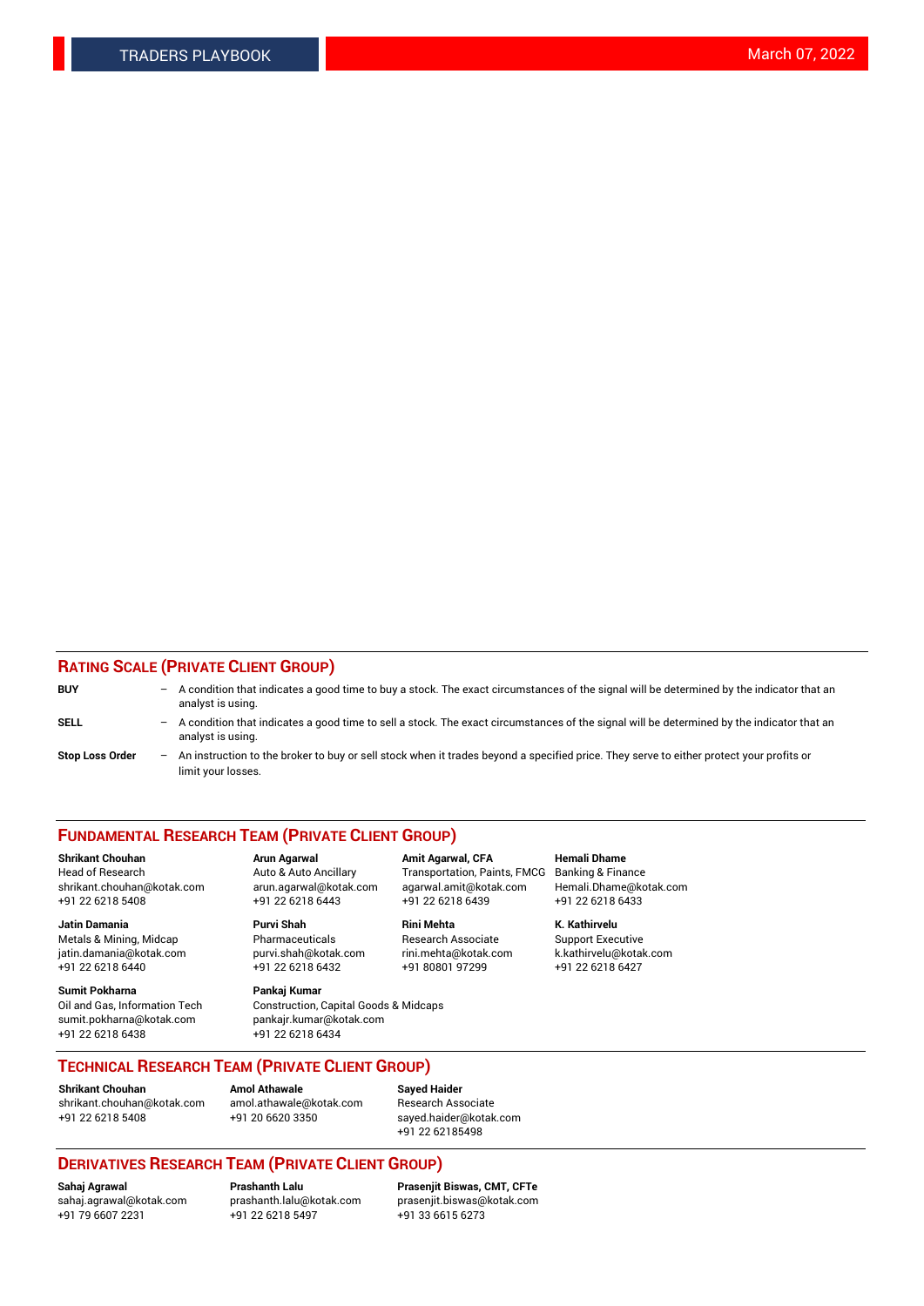## RATING SCALE (PRIVATE CLIENT GROUP)

**BUY** – A condition that indicates a good time to buy a stock. The exact circumstances of the signal will be determined by the indicator that an analyst is using.

**SELL** – A condition that indicates a good time to sell a stock. The exact circumstances of the signal will be determined by the indicator that an analyst is using.

**Stop Loss Order** – An instruction to the broker to buy or sell stock when it trades beyond a specified price. They serve to either protect your profits or limit your losses.

## FUNDAMENTAL RESEARCH TEAM (PRIVATE CLIENT GROUP)

**Shrikant Chouhan**
Head of Research
shrikant.chouhan@kotak.com
+91 22 6218 5408

**Arun Agarwal**
Auto & Auto Ancillary
arun.agarwal@kotak.com
+91 22 6218 6443

**Amit Agarwal, CFA**
Transportation, Paints, FMCG
agarwal.amit@kotak.com
+91 22 6218 6439

**Hemali Dhame**
Banking & Finance
Hemali.Dhame@kotak.com
+91 22 6218 6433

**Jatin Damania**
Metals & Mining, Midcap
jatin.damania@kotak.com
+91 22 6218 6440

**Purvi Shah**
Pharmaceuticals
purvi.shah@kotak.com
+91 22 6218 6432

**Rini Mehta**
Research Associate
rini.mehta@kotak.com
+91 80801 97299

**K. Kathirvelu**
Support Executive
k.kathirvelu@kotak.com
+91 22 6218 6427

**Sumit Pokharna**
Oil and Gas, Information Tech
sumit.pokharna@kotak.com
+91 22 6218 6438

**Pankaj Kumar**
Construction, Capital Goods & Midcaps
pankajr.kumar@kotak.com
+91 22 6218 6434

## TECHNICAL RESEARCH TEAM (PRIVATE CLIENT GROUP)

**Shrikant Chouhan**
shrikant.chouhan@kotak.com
+91 22 6218 5408

**Amol Athawale**
amol.athawale@kotak.com
+91 20 6620 3350

**Sayed Haider**
Research Associate
sayed.haider@kotak.com
+91 22 62185498

## DERIVATIVES RESEARCH TEAM (PRIVATE CLIENT GROUP)

**Sahaj Agrawal**
sahaj.agrawal@kotak.com
+91 79 6607 2231

**Prashanth Lalu**
prashanth.lalu@kotak.com
+91 22 6218 5497

**Prasenjit Biswas, CMT, CFTe**
prasenjit.biswas@kotak.com
+91 33 6615 6273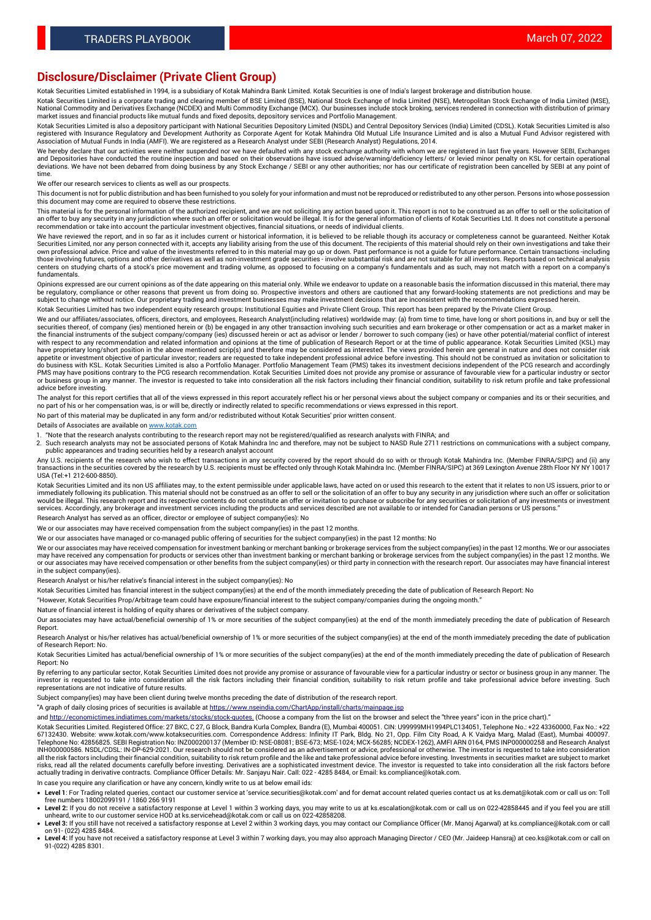## Disclosure/Disclaimer (Private Client Group)

Kotak Securities Limited established in 1994, is a subsidiary of Kotak Mahindra Bank Limited. Kotak Securities is one of India's largest brokerage and distribution house.

Kotak Securities Limited is a corporate trading and clearing member of BSE Limited (BSE), National Stock Exchange of India Limited (NSE), Metropolitan Stock Exchange of India Limited (MSE), National Commodity and Derivatives Exchange (NCDEX) and Multi Commodity Exchange (MCX). Our businesses include stock broking, services rendered in connection with distribution of primary market issues and financial products like mutual funds and fixed deposits, depository services and Portfolio Management.

Kotak Securities Limited is also a depository participant with National Securities Depository Limited (NSDL) and Central Depository Services (India) Limited (CDSL). Kotak Securities Limited is also registered with Insurance Regulatory and Development Authority as Corporate Agent for Kotak Mahindra Old Mutual Life Insurance Limited and is also a Mutual Fund Advisor registered with Association of Mutual Funds in India (AMFI). We are registered as a Research Analyst under SEBI (Research Analyst) Regulations, 2014.

We hereby declare that our activities were neither suspended nor we have defaulted with any stock exchange authority with whom we are registered in last five years. However SEBI, Exchanges and Depositories have conducted the routine inspection and based on their observations have issued advise/warning/deficiency letters/ or levied minor penalty on KSL for certain operational deviations. We have not been debarred from doing business by any Stock Exchange / SEBI or any other authorities; nor has our certificate of registration been cancelled by SEBI at any point of time.

We offer our research services to clients as well as our prospects.

This document is not for public distribution and has been furnished to you solely for your information and must not be reproduced or redistributed to any other person. Persons into whose possession this document may come are required to observe these restrictions.

This material is for the personal information of the authorized recipient, and we are not soliciting any action based upon it. This report is not to be construed as an offer to sell or the solicitation of an offer to buy any security in any jurisdiction where such an offer or solicitation would be illegal. It is for the general information of clients of Kotak Securities Ltd. It does not constitute a personal recommendation or take into account the particular investment objectives, financial situations, or needs of individual clients.

We have reviewed the report, and in so far as it includes current or historical information, it is believed to be reliable though its accuracy or completeness cannot be guaranteed. Neither Kotak Securities Limited, nor any person connected with it, accepts any liability arising from the use of this document. The recipients of this material should rely on their own investigations and take their own professional advice. Price and value of the investments referred to in this material may go up or down. Past performance is not a guide for future performance. Certain transactions -including those involving futures, options and other derivatives as well as non-investment grade securities - involve substantial risk and are not suitable for all investors. Reports based on technical analysis centers on studying charts of a stock's price movement and trading volume, as opposed to focusing on a company's fundamentals and as such, may not match with a report on a company's fundamentals.

Opinions expressed are our current opinions as of the date appearing on this material only. While we endeavor to update on a reasonable basis the information discussed in this material, there may be regulatory, compliance or other reasons that prevent us from doing so. Prospective investors and others are cautioned that any forward-looking statements are not predictions and may be subject to change without notice. Our proprietary trading and investment businesses may make investment decisions that are inconsistent with the recommendations expressed herein.

Kotak Securities Limited has two independent equity research groups: Institutional Equities and Private Client Group. This report has been prepared by the Private Client Group.

We and our affiliates/associates, officers, directors, and employees, Research Analyst(including relatives) worldwide may: (a) from time to time, have long or short positions in, and buy or sell the securities thereof, of company (ies) mentioned herein or (b) be engaged in any other transaction involving such securities and earn brokerage or other compensation or act as a market maker in the financial instruments of the subject company/company (ies) discussed herein or act as advisor or lender / borrower to such company (ies) or have other potential/material conflict of interest with respect to any recommendation and related information and opinions at the time of publication of Research Report or at the time of public appearance. Kotak Securities Limited (KSL) may have proprietary long/short position in the above mentioned scrip(s) and therefore may be considered as interested. The views provided herein are general in nature and does not consider risk appetite or investment objective of particular investor; readers are requested to take independent professional advice before investing. This should not be construed as invitation or solicitation to do business with KSL. Kotak Securities Limited is also a Portfolio Manager. Portfolio Management Team (PMS) takes its investment decisions independent of the PCG research and accordingly PMS may have positions contrary to the PCG research recommendation. Kotak Securities Limited does not provide any promise or assurance of favourable view for a particular industry or sector or business group in any manner. The investor is requested to take into consideration all the risk factors including their financial condition, suitability to risk return profile and take professional advice before investing.

The analyst for this report certifies that all of the views expressed in this report accurately reflect his or her personal views about the subject company or companies and its or their securities, and no part of his or her compensation was, is or will be, directly or indirectly related to specific recommendations or views expressed in this report.

No part of this material may be duplicated in any form and/or redistributed without Kotak Securities' prior written consent.

Details of Associates are available on www.kotak.com

1. "Note that the research analysts contributing to the research report may not be registered/qualified as research analysts with FINRA; and
2. Such research analysts may not be associated persons of Kotak Mahindra Inc and therefore, may not be subject to NASD Rule 2711 restrictions on communications with a subject company, public appearances and trading securities held by a research analyst account

Any U.S. recipients of the research who wish to effect transactions in any security covered by the report should do so with or through Kotak Mahindra Inc. (Member FINRA/SIPC) and (ii) any transactions in the securities covered by the research by U.S. recipients must be effected only through Kotak Mahindra Inc. (Member FINRA/SIPC) at 369 Lexington Avenue 28th Floor NY NY 10017 USA (Tel:+1 212-600-8850).

Kotak Securities Limited and its non US affiliates may, to the extent permissible under applicable laws, have acted on or used this research to the extent that it relates to non US issuers, prior to or immediately following its publication. This material should not be construed as an offer to sell or the solicitation of an offer to buy any security in any jurisdiction where such an offer or solicitation would be illegal. This research report and its respective contents do not constitute an offer or invitation to purchase or subscribe for any securities or solicitation of any investments or investment services. Accordingly, any brokerage and investment services including the products and services described are not available to or intended for Canadian persons or US persons."

Research Analyst has served as an officer, director or employee of subject company(ies): No

We or our associates may have received compensation from the subject company(ies) in the past 12 months.

We or our associates have managed or co-managed public offering of securities for the subject company(ies) in the past 12 months: No

We or our associates may have received compensation for investment banking or merchant banking or brokerage services from the subject company(ies) in the past 12 months. We or our associates may have received any compensation for products or services other than investment banking or merchant banking or brokerage services from the subject company(ies) in the past 12 months. We or our associates may have received compensation or other benefits from the subject company(ies) or third party in connection with the research report. Our associates may have financial interest in the subject company(ies).

Research Analyst or his/her relative's financial interest in the subject company(ies): No

Kotak Securities Limited has financial interest in the subject company(ies) at the end of the month immediately preceding the date of publication of Research Report: No

"However, Kotak Securities Prop/Arbitrage team could have exposure/financial interest to the subject company/companies during the ongoing month."

Nature of financial interest is holding of equity shares or derivatives of the subject company.

Our associates may have actual/beneficial ownership of 1% or more securities of the subject company(ies) at the end of the month immediately preceding the date of publication of Research Report.

Research Analyst or his/her relatives has actual/beneficial ownership of 1% or more securities of the subject company(ies) at the end of the month immediately preceding the date of publication of Research Report: No.

Kotak Securities Limited has actual/beneficial ownership of 1% or more securities of the subject company(ies) at the end of the month immediately preceding the date of publication of Research Report: No

By referring to any particular sector, Kotak Securities Limited does not provide any promise or assurance of favourable view for a particular industry or sector or business group in any manner. The investor is requested to take into consideration all the risk factors including their financial condition, suitability to risk return profile and take professional advice before investing. Such representations are not indicative of future results.

Subject company(ies) may have been client during twelve months preceding the date of distribution of the research report.

"A graph of daily closing prices of securities is available at https://www.nseindia.com/ChartApp/install/charts/mainpage.jsp

and http://economictimes.indiatimes.com/markets/stocks/stock-quotes. (Choose a company from the list on the browser and select the "three years" icon in the price chart)."

Kotak Securities Limited. Registered Office: 27 BKC, C 27, G Block, Bandra Kurla Complex, Bandra (E), Mumbai 400051. CIN: U99999MH1994PLC134051, Telephone No.: +22 43360000, Fax No.: +22 67132430. Website: www.kotak.com/www.kotaksecurities.com. Correspondence Address: Infinity IT Park, Bldg. No 21, Opp. Film City Road, A K Vaidya Marg, Malad (East), Mumbai 400097. Telephone No: 42856825. SEBI Registration No: INZ000200137 (Member ID: NSE-08081; BSE-673; MSE-1024; MCX-56285; NCDEX-1262), AMFI ARN 0164, PMS INP000000258 and Research Analyst INH000000586. NSDL/CDSL: IN-DP-629-2021. Our research should not be considered as an advertisement or advice, professional or otherwise. The investor is requested to take into consideration all the risk factors including their financial condition, suitability to risk return profile and the like and take professional advice before investing. Investments in securities market are subject to market risks, read all the related documents carefully before investing. Derivatives are a sophisticated investment device. The investor is requested to take into consideration all the risk factors before actually trading in derivative contracts. Compliance Officer Details: Mr. Sanjayu Nair. Call: 022 - 4285 8484, or Email: ks.compliance@kotak.com.

In case you require any clarification or have any concern, kindly write to us at below email ids:

- **Level 1**: For Trading related queries, contact our customer service at 'service.securities@kotak.com' and for demat account related queries contact us at ks.demat@kotak.com or call us on: Toll free numbers 18002099191 / 1860 266 9191
- **Level 2:** If you do not receive a satisfactory response at Level 1 within 3 working days, you may write to us at ks.escalation@kotak.com or call us on 022-42858445 and if you feel you are still unheard, write to our customer service HOD at ks.servicehead@kotak.com or call us on 022-42858208.
- **Level 3:** If you still have not received a satisfactory response at Level 2 within 3 working days, you may contact our Compliance Officer (Mr. Manoj Agarwal) at ks.compliance@kotak.com or call on 91- (022) 4285 8484.
- **Level 4:** If you have not received a satisfactory response at Level 3 within 7 working days, you may also approach Managing Director / CEO (Mr. Jaideep Hansraj) at ceo.ks@kotak.com or call on 91-(022) 4285 8301.